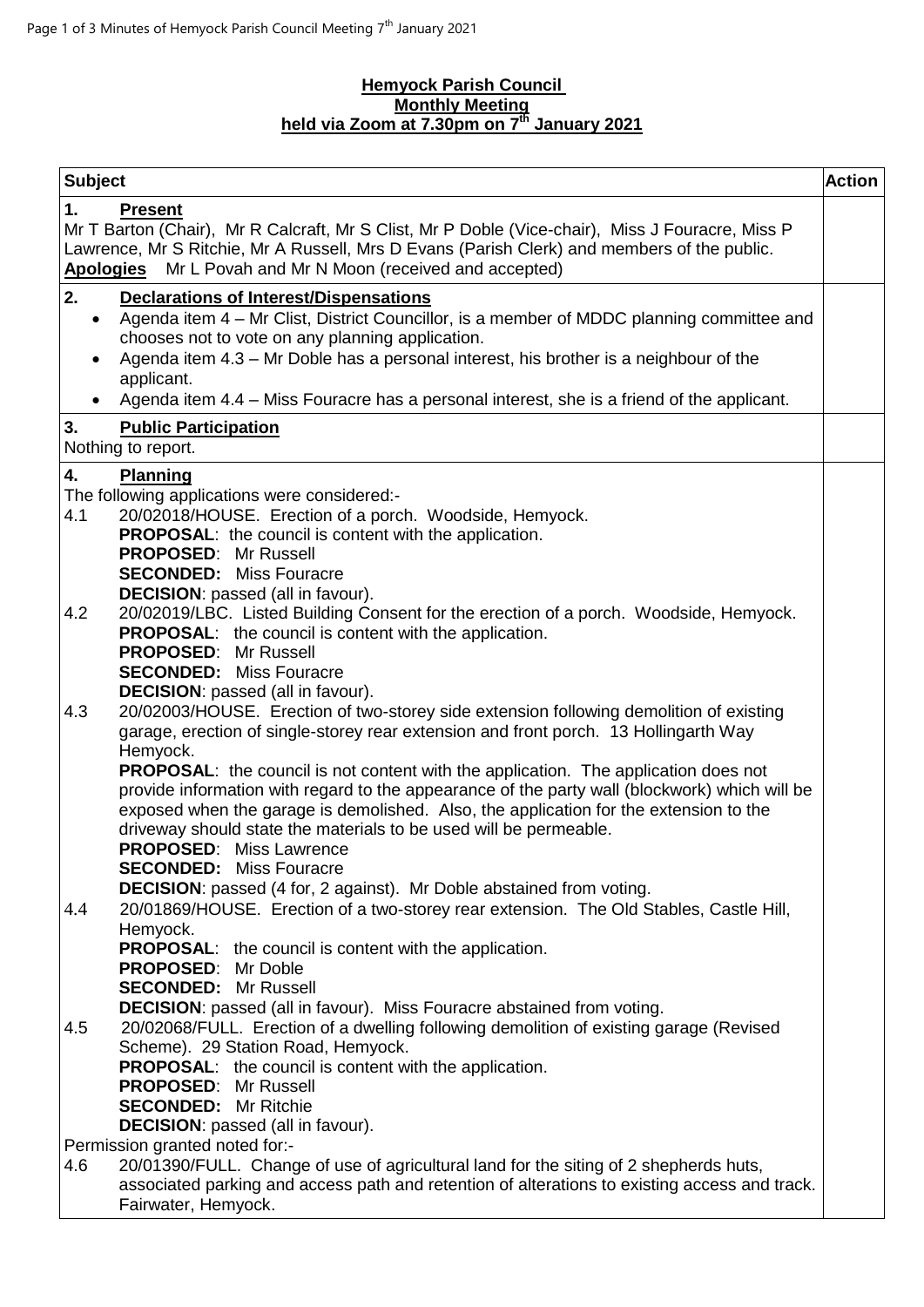**Hemyock Parish Council**
**Monthly Meeting**
**held via Zoom at 7.30pm on 7th January 2021**

| Subject | Action |
|---|---|
| **1. Present**<br>Mr T Barton (Chair), Mr R Calcraft, Mr S Clist, Mr P Doble (Vice-chair), Miss J Fouracre, Miss P Lawrence, Mr S Ritchie, Mr A Russell, Mrs D Evans (Parish Clerk) and members of the public.<br>**Apologies** Mr L Povah and Mr N Moon (received and accepted) | |
| **2. Declarations of Interest/Dispensations**<br>• Agenda item 4 – Mr Clist, District Councillor, is a member of MDDC planning committee and chooses not to vote on any planning application.<br>• Agenda item 4.3 – Mr Doble has a personal interest, his brother is a neighbour of the applicant.<br>• Agenda item 4.4 – Miss Fouracre has a personal interest, she is a friend of the applicant. | |
| **3. Public Participation**<br>Nothing to report. | |
| **4. Planning**<br>The following applications were considered:-<br>4.1 20/02018/HOUSE. Erection of a porch. Woodside, Hemyock.<br>**PROPOSAL**: the council is content with the application.<br>**PROPOSED**: Mr Russell<br>**SECONDED:** Miss Fouracre<br>**DECISION**: passed (all in favour).<br>4.2 20/02019/LBC. Listed Building Consent for the erection of a porch. Woodside, Hemyock.<br>**PROPOSAL**: the council is content with the application.<br>**PROPOSED**: Mr Russell<br>**SECONDED:** Miss Fouracre<br>**DECISION**: passed (all in favour).<br>4.3 20/02003/HOUSE. Erection of two-storey side extension following demolition of existing garage, erection of single-storey rear extension and front porch. 13 Hollingarth Way Hemyock.<br>**PROPOSAL**: the council is not content with the application. The application does not provide information with regard to the appearance of the party wall (blockwork) which will be exposed when the garage is demolished. Also, the application for the extension to the driveway should state the materials to be used will be permeable.<br>**PROPOSED**: Miss Lawrence<br>**SECONDED:** Miss Fouracre<br>**DECISION**: passed (4 for, 2 against). Mr Doble abstained from voting.<br>4.4 20/01869/HOUSE. Erection of a two-storey rear extension. The Old Stables, Castle Hill, Hemyock.<br>**PROPOSAL**: the council is content with the application.<br>**PROPOSED**: Mr Doble<br>**SECONDED:** Mr Russell<br>**DECISION**: passed (all in favour). Miss Fouracre abstained from voting.<br>4.5 20/02068/FULL. Erection of a dwelling following demolition of existing garage (Revised Scheme). 29 Station Road, Hemyock.<br>**PROPOSAL**: the council is content with the application.<br>**PROPOSED**: Mr Russell<br>**SECONDED:** Mr Ritchie<br>**DECISION**: passed (all in favour).<br>Permission granted noted for:-<br>4.6 20/01390/FULL. Change of use of agricultural land for the siting of 2 shepherds huts, associated parking and access path and retention of alterations to existing access and track. Fairwater, Hemyock. | |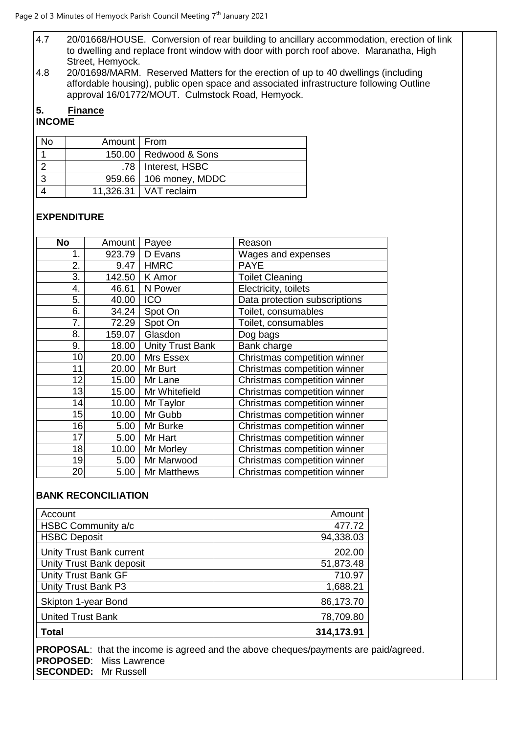4.7 20/01668/HOUSE. Conversion of rear building to ancillary accommodation, erection of link to dwelling and replace front window with door with porch roof above. Maranatha, High Street, Hemyock.

4.8 20/01698/MARM. Reserved Matters for the erection of up to 40 dwellings (including affordable housing), public open space and associated infrastructure following Outline approval 16/01772/MOUT. Culmstock Road, Hemyock.

## 5. Finance

**INCOME**

| No | Amount | From |
|---|---|---|
| 1 | 150.00 | Redwood & Sons |
| 2 | .78 | Interest, HSBC |
| 3 | 959.66 | 106 money, MDDC |
| 4 | 11,326.31 | VAT reclaim |

**EXPENDITURE**

| No | Amount | Payee | Reason |
|---|---|---|---|
| 1. | 923.79 | D Evans | Wages and expenses |
| 2. | 9.47 | HMRC | PAYE |
| 3. | 142.50 | K Amor | Toilet Cleaning |
| 4. | 46.61 | N Power | Electricity, toilets |
| 5. | 40.00 | ICO | Data protection subscriptions |
| 6. | 34.24 | Spot On | Toilet, consumables |
| 7. | 72.29 | Spot On | Toilet, consumables |
| 8. | 159.07 | Glasdon | Dog bags |
| 9. | 18.00 | Unity Trust Bank | Bank charge |
| 10. | 20.00 | Mrs Essex | Christmas competition winner |
| 11. | 20.00 | Mr Burt | Christmas competition winner |
| 12. | 15.00 | Mr Lane | Christmas competition winner |
| 13. | 15.00 | Mr Whitefield | Christmas competition winner |
| 14. | 10.00 | Mr Taylor | Christmas competition winner |
| 15. | 10.00 | Mr Gubb | Christmas competition winner |
| 16. | 5.00 | Mr Burke | Christmas competition winner |
| 17. | 5.00 | Mr Hart | Christmas competition winner |
| 18. | 10.00 | Mr Morley | Christmas competition winner |
| 19. | 5.00 | Mr Marwood | Christmas competition winner |
| 20. | 5.00 | Mr Matthews | Christmas competition winner |

**BANK RECONCILIATION**

| Account | Amount |
|---|---|
| HSBC Community a/c | 477.72 |
| HSBC Deposit | 94,338.03 |
| Unity Trust Bank current | 202.00 |
| Unity Trust Bank deposit | 51,873.48 |
| Unity Trust Bank GF | 710.97 |
| Unity Trust Bank P3 | 1,688.21 |
| Skipton 1-year Bond | 86,173.70 |
| United Trust Bank | 78,709.80 |
| **Total** | **314,173.91** |

**PROPOSAL**: that the income is agreed and the above cheques/payments are paid/agreed.
**PROPOSED**: Miss Lawrence
**SECONDED:** Mr Russell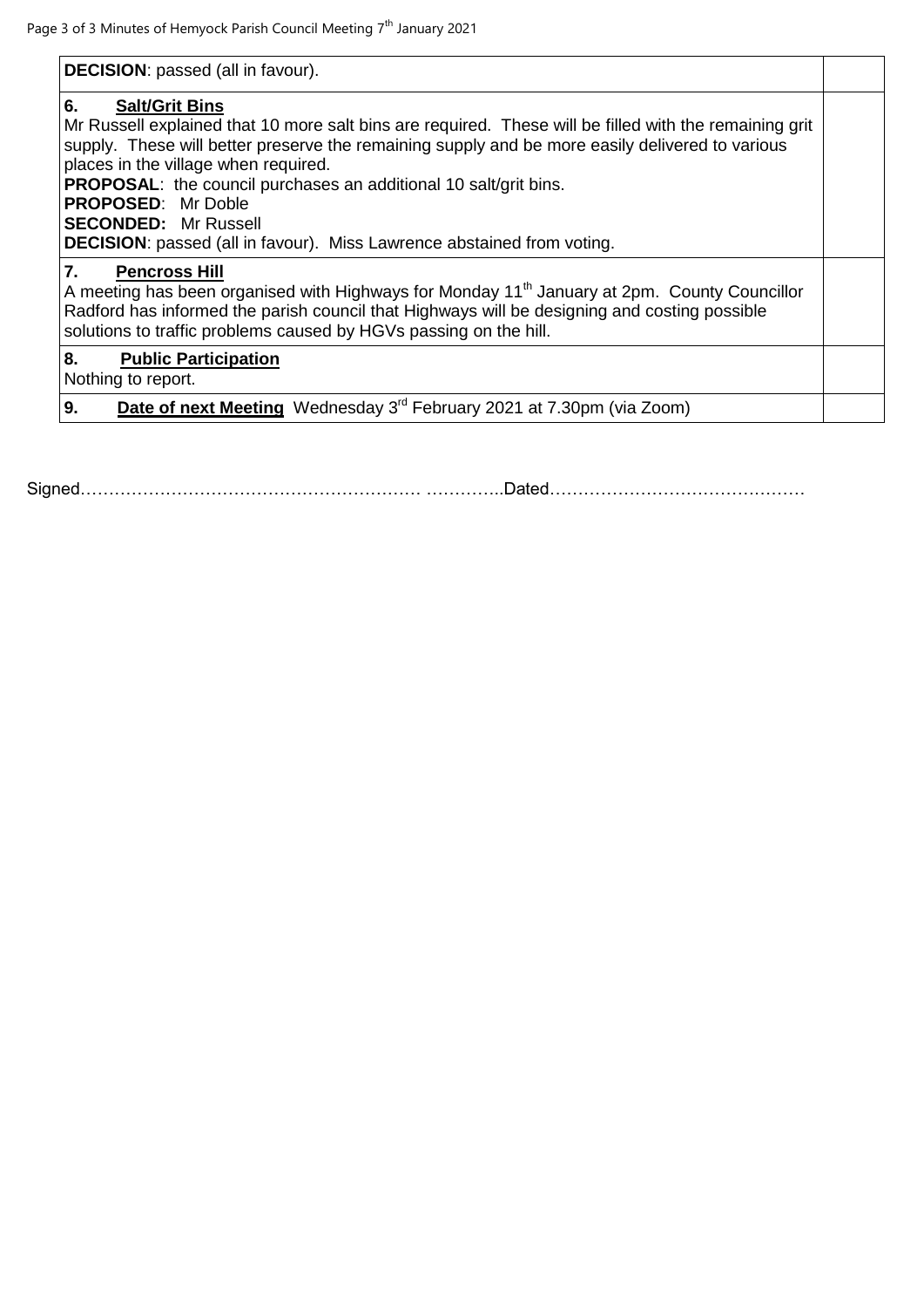**DECISION**: passed (all in favour).

**6. Salt/Grit Bins**

Mr Russell explained that 10 more salt bins are required. These will be filled with the remaining grit supply. These will better preserve the remaining supply and be more easily delivered to various places in the village when required.

**PROPOSAL**: the council purchases an additional 10 salt/grit bins.
**PROPOSED**: Mr Doble
**SECONDED:** Mr Russell
**DECISION**: passed (all in favour). Miss Lawrence abstained from voting.

**7. Pencross Hill**

A meeting has been organised with Highways for Monday 11th January at 2pm. County Councillor Radford has informed the parish council that Highways will be designing and costing possible solutions to traffic problems caused by HGVs passing on the hill.

**8. Public Participation**

Nothing to report.

**9. Date of next Meeting** Wednesday 3rd February 2021 at 7.30pm (via Zoom)

Signed…………………………………………………… …………..Dated………………………………………